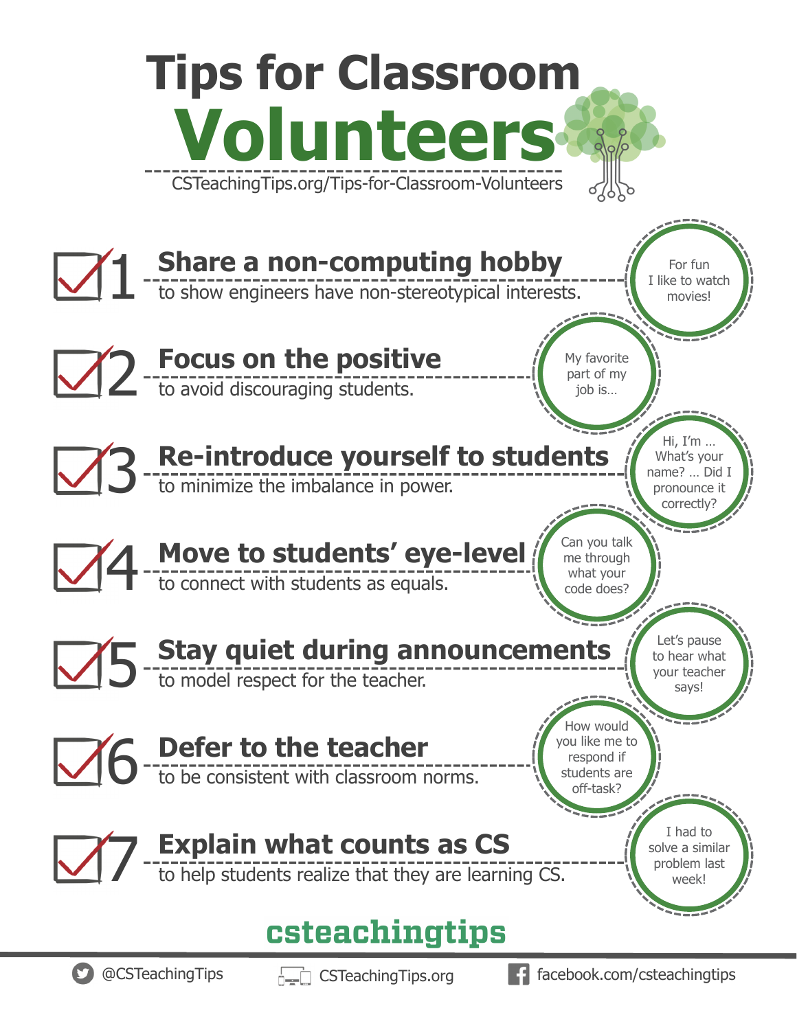# Tips for Classroom Volunteers

CSTeachingTips.org/Tips-for-Classroom-Volunteers

## 1 Share a non-computing hobby

to show engineers have non-stereotypical interests.

> For fun I like to watch movies!

## 2 Focus on the positive

to avoid discouraging students.

> My favorite part of my job is...

## 3 Re-introduce yourself to students

to minimize the imbalance in power.

> Hi, I'm ... What's your name? ... Did I pronounce it correctly?

## 4 Move to students' eye-level

to connect with students as equals.

> Can you talk me through what your code does?

## 5 Stay quiet during announcements

to model respect for the teacher.

> Let's pause to hear what your teacher says!

## 6 Defer to the teacher

to be consistent with classroom norms.

> How would you like me to respond if students are off-task?

## 7 Explain what counts as CS

to help students realize that they are learning CS.

> I had to solve a similar problem last week!

**csteachingtips**

@CSTeachingTips | CSTeachingTips.org | facebook.com/csteachingtips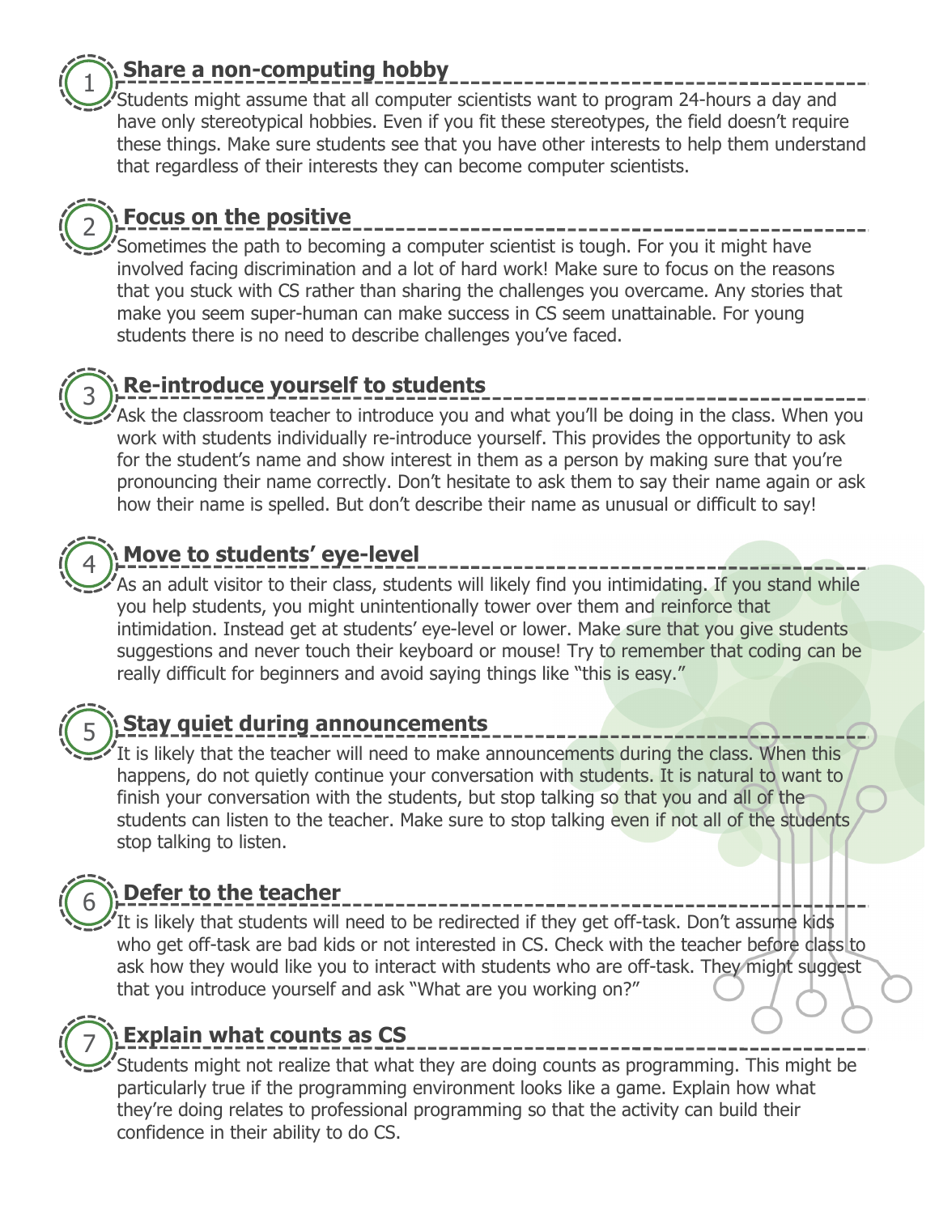## 1 Share a non-computing hobby

Students might assume that all computer scientists want to program 24-hours a day and have only stereotypical hobbies. Even if you fit these stereotypes, the field doesn't require these things. Make sure students see that you have other interests to help them understand that regardless of their interests they can become computer scientists.

## 2 Focus on the positive

Sometimes the path to becoming a computer scientist is tough. For you it might have involved facing discrimination and a lot of hard work! Make sure to focus on the reasons that you stuck with CS rather than sharing the challenges you overcame. Any stories that make you seem super-human can make success in CS seem unattainable. For young students there is no need to describe challenges you've faced.

## 3 Re-introduce yourself to students

Ask the classroom teacher to introduce you and what you'll be doing in the class. When you work with students individually re-introduce yourself. This provides the opportunity to ask for the student's name and show interest in them as a person by making sure that you're pronouncing their name correctly. Don't hesitate to ask them to say their name again or ask how their name is spelled. But don't describe their name as unusual or difficult to say!

## 4 Move to students' eye-level

As an adult visitor to their class, students will likely find you intimidating. If you stand while you help students, you might unintentionally tower over them and reinforce that intimidation. Instead get at students' eye-level or lower. Make sure that you give students suggestions and never touch their keyboard or mouse! Try to remember that coding can be really difficult for beginners and avoid saying things like "this is easy."

## 5 Stay quiet during announcements

It is likely that the teacher will need to make announcements during the class. When this happens, do not quietly continue your conversation with students. It is natural to want to finish your conversation with the students, but stop talking so that you and all of the students can listen to the teacher. Make sure to stop talking even if not all of the students stop talking to listen.

## 6 Defer to the teacher

It is likely that students will need to be redirected if they get off-task. Don't assume kids who get off-task are bad kids or not interested in CS. Check with the teacher before class to ask how they would like you to interact with students who are off-task. They might suggest that you introduce yourself and ask "What are you working on?"

## 7 Explain what counts as CS

Students might not realize that what they are doing counts as programming. This might be particularly true if the programming environment looks like a game. Explain how what they're doing relates to professional programming so that the activity can build their confidence in their ability to do CS.